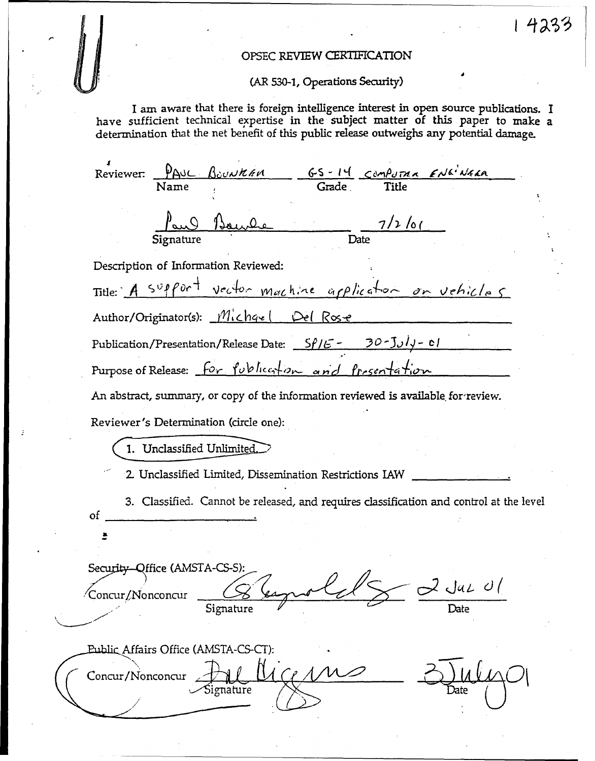14233

# OPSEC REVIEW CERTIFICATION

(AR 530-1, Operations Security)

I am aware that there is foreign intelligence interest in open source publications. I have sufficient technical expertise in the subject matter of this paper to make a determination that the net benefit of this public release outweighs any potential damage.

Reviewer: PAUL BOUNKER GS-14 COMPUTER ENGINEER
Name Grade Title

Paul Bounker 7/2/01
Signature Date

Description of Information Reviewed:

Title: A support vector machine application on vehicles

Author/Originator(s): Michael Del Rose

Publication/Presentation/Release Date: SPIE - 30-July-01

Purpose of Release: for publication and presentation

An abstract, summary, or copy of the information reviewed is available for review.

Reviewer's Determination (circle one):

1. Unclassified Unlimited. (circled)

2. Unclassified Limited, Dissemination Restrictions IAW ______________.

3. Classified. Cannot be released, and requires classification and control at the level of ______________.

Security Office (AMSTA-CS-S):
Concur/Nonconcur (Concur circled) ____ Signature ____ 2 Jul 01 Date

Public Affairs Office (AMSTA-CS-CT):
Concur/Nonconcur (Concur circled) ____ Signature ____ 3 July 01 Date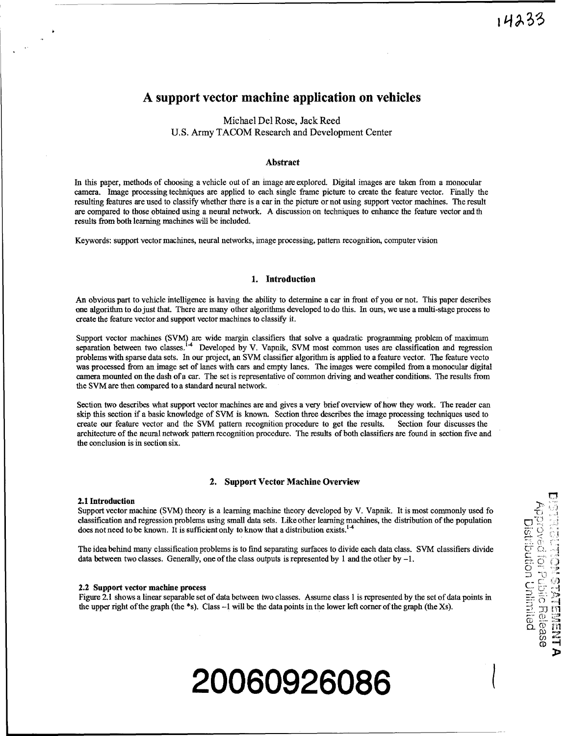# A support vector machine application on vehicles

Michael Del Rose, Jack Reed
U.S. Army TACOM Research and Development Center

### Abstract

In this paper, methods of choosing a vehicle out of an image are explored. Digital images are taken from a monocular camera. Image processing techniques are applied to each single frame picture to create the feature vector. Finally the resulting features are used to classify whether there is a car in the picture or not using support vector machines. The result are compared to those obtained using a neural network. A discussion on techniques to enhance the feature vector and th results from both learning machines will be included.

Keywords: support vector machines, neural networks, image processing, pattern recognition, computer vision

## 1. Introduction

An obvious part to vehicle intelligence is having the ability to determine a car in front of you or not. This paper describes one algorithm to do just that. There are many other algorithms developed to do this. In ours, we use a multi-stage process to create the feature vector and support vector machines to classify it.

Support vector machines (SVM) are wide margin classifiers that solve a quadratic programming problem of maximum separation between two classes.[1-4] Developed by V. Vapnik, SVM most common uses are classification and regression problems with sparse data sets. In our project, an SVM classifier algorithm is applied to a feature vector. The feature vecto was processed from an image set of lanes with cars and empty lanes. The images were compiled from a monocular digital camera mounted on the dash of a car. The set is representative of common driving and weather conditions. The results from the SVM are then compared to a standard neural network.

Section two describes what support vector machines are and gives a very brief overview of how they work. The reader can skip this section if a basic knowledge of SVM is known. Section three describes the image processing techniques used to create our feature vector and the SVM pattern recognition procedure to get the results. Section four discusses the architecture of the neural network pattern recognition procedure. The results of both classifiers are found in section five and the conclusion is in section six.

## 2. Support Vector Machine Overview

### 2.1 Introduction

Support vector machine (SVM) theory is a learning machine theory developed by V. Vapnik. It is most commonly used fo classification and regression problems using small data sets. Like other learning machines, the distribution of the population does not need to be known. It is sufficient only to know that a distribution exists.[1-4]

The idea behind many classification problems is to find separating surfaces to divide each data class. SVM classifiers divide data between two classes. Generally, one of the class outputs is represented by 1 and the other by –1.

### 2.2 Support vector machine process

Figure 2.1 shows a linear separable set of data between two classes. Assume class 1 is represented by the set of data points in the upper right of the graph (the *s). Class –1 will be the data points in the lower left corner of the graph (the Xs).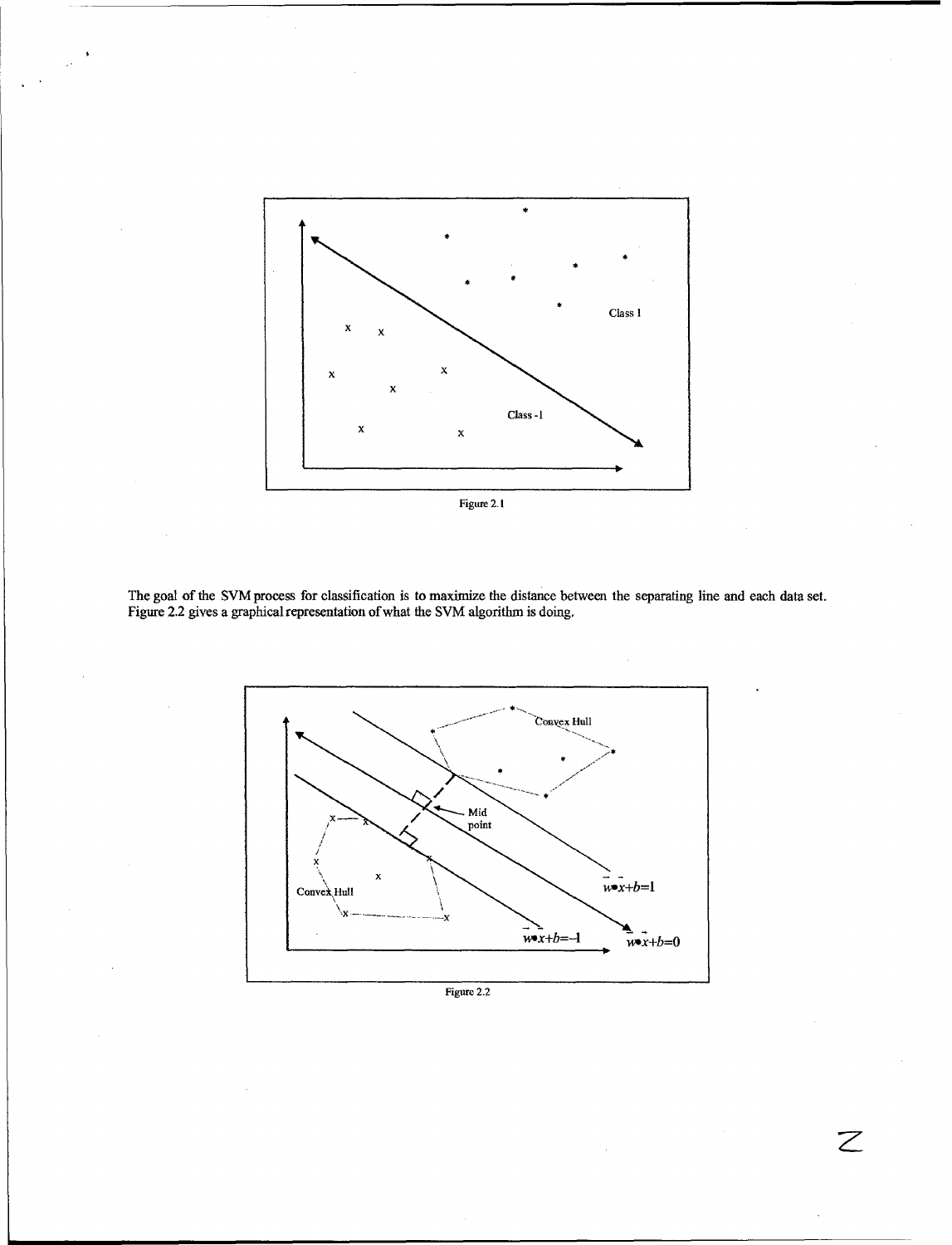Figure 2.1

The goal of the SVM process for classification is to maximize the distance between the separating line and each data set. Figure 2.2 gives a graphical representation of what the SVM algorithm is doing.

Figure 2.2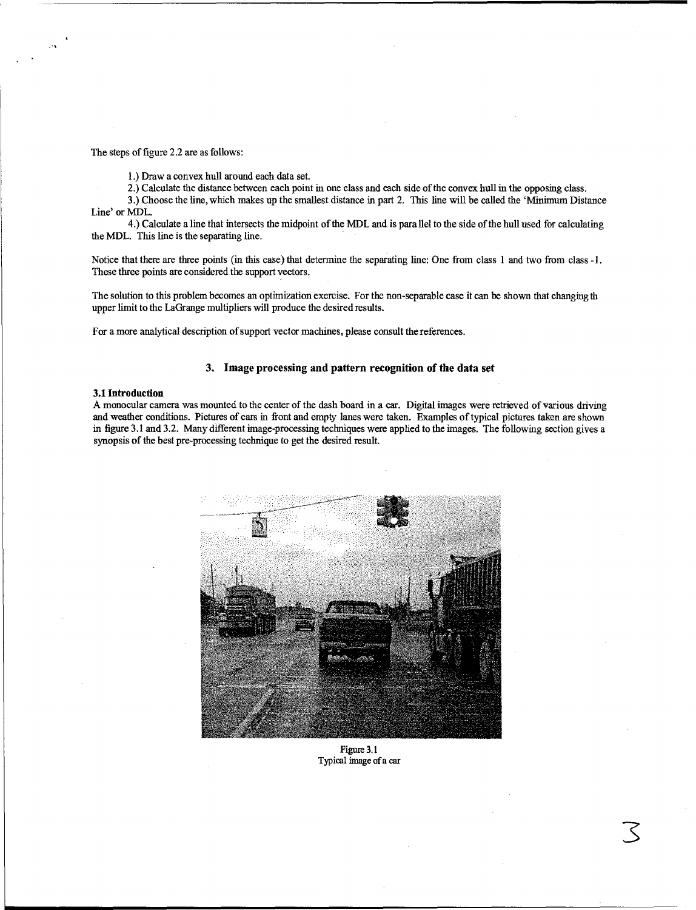The steps of figure 2.2 are as follows:

1.) Draw a convex hull around each data set.

2.) Calculate the distance between each point in one class and each side of the convex hull in the opposing class.

3.) Choose the line, which makes up the smallest distance in part 2. This line will be called the 'Minimum Distance Line' or MDL.

4.) Calculate a line that intersects the midpoint of the MDL and is parallel to the side of the hull used for calculating the MDL. This line is the separating line.

Notice that there are three points (in this case) that determine the separating line: One from class 1 and two from class -1. These three points are considered the support vectors.

The solution to this problem becomes an optimization exercise. For the non-separable case it can be shown that changing th upper limit to the LaGrange multipliers will produce the desired results.

For a more analytical description of support vector machines, please consult the references.

## 3. Image processing and pattern recognition of the data set

### 3.1 Introduction

A monocular camera was mounted to the center of the dash board in a car. Digital images were retrieved of various driving and weather conditions. Pictures of cars in front and empty lanes were taken. Examples of typical pictures taken are shown in figure 3.1 and 3.2. Many different image-processing techniques were applied to the images. The following section gives a synopsis of the best pre-processing technique to get the desired result.

Figure 3.1
Typical image of a car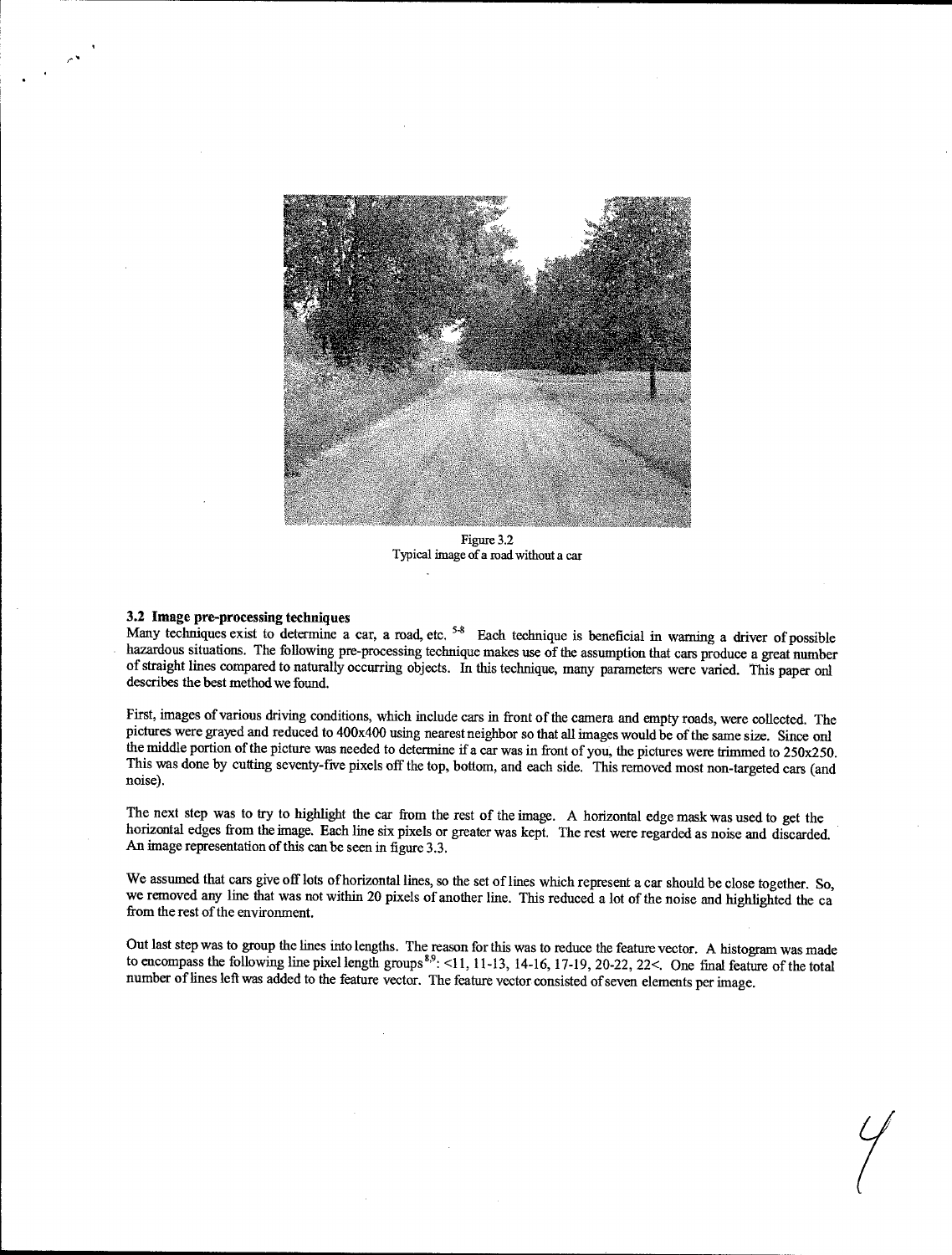Figure 3.2
Typical image of a road without a car

### 3.2 Image pre-processing techniques

Many techniques exist to determine a car, a road, etc. [5-8] Each technique is beneficial in warning a driver of possible hazardous situations. The following pre-processing technique makes use of the assumption that cars produce a great number of straight lines compared to naturally occurring objects. In this technique, many parameters were varied. This paper onl describes the best method we found.

First, images of various driving conditions, which include cars in front of the camera and empty roads, were collected. The pictures were grayed and reduced to 400x400 using nearest neighbor so that all images would be of the same size. Since onl the middle portion of the picture was needed to determine if a car was in front of you, the pictures were trimmed to 250x250. This was done by cutting seventy-five pixels off the top, bottom, and each side. This removed most non-targeted cars (and noise).

The next step was to try to highlight the car from the rest of the image. A horizontal edge mask was used to get the horizontal edges from the image. Each line six pixels or greater was kept. The rest were regarded as noise and discarded. An image representation of this can be seen in figure 3.3.

We assumed that cars give off lots of horizontal lines, so the set of lines which represent a car should be close together. So, we removed any line that was not within 20 pixels of another line. This reduced a lot of the noise and highlighted the ca from the rest of the environment.

Out last step was to group the lines into lengths. The reason for this was to reduce the feature vector. A histogram was made to encompass the following line pixel length groups [8,9]: <11, 11-13, 14-16, 17-19, 20-22, 22<. One final feature of the total number of lines left was added to the feature vector. The feature vector consisted of seven elements per image.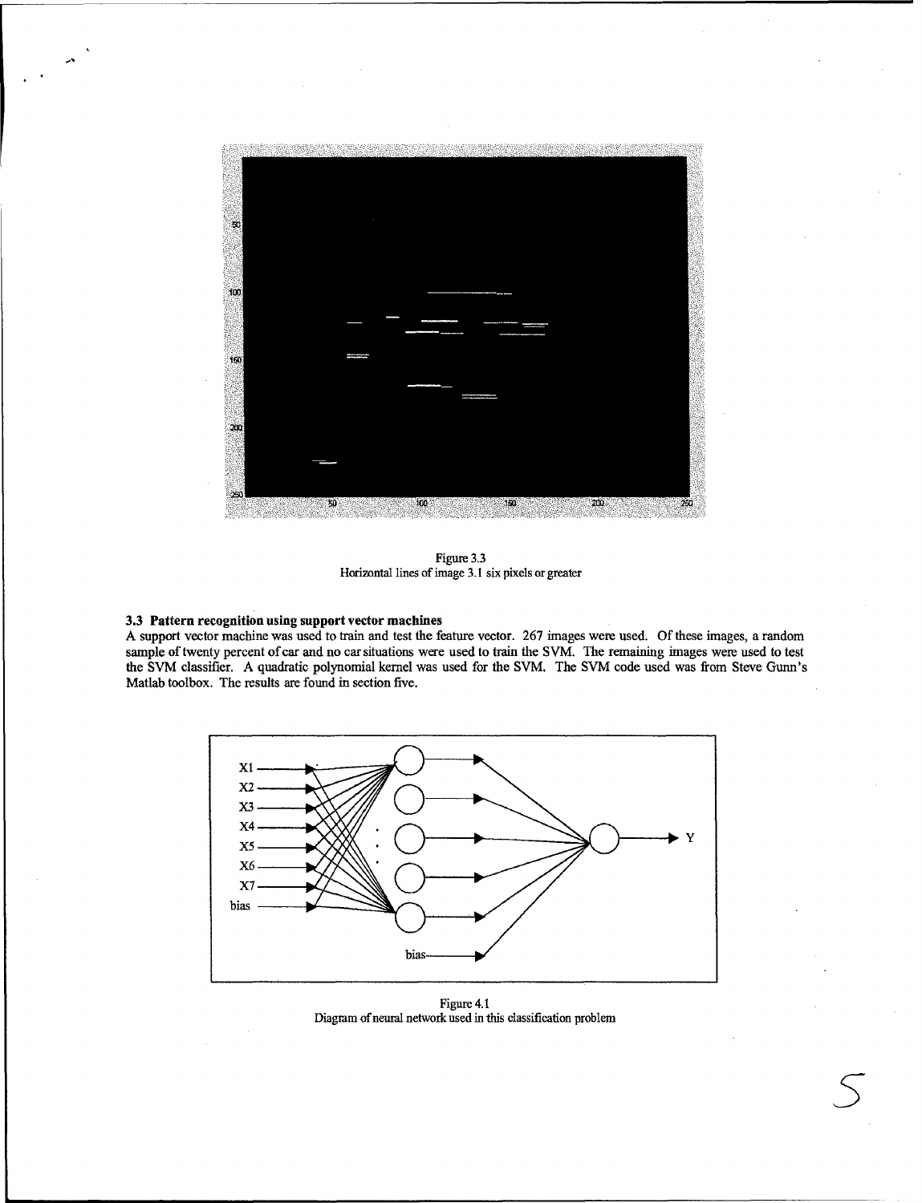Figure 3.3
Horizontal lines of image 3.1 six pixels or greater

### 3.3 Pattern recognition using support vector machines

A support vector machine was used to train and test the feature vector. 267 images were used. Of these images, a random sample of twenty percent of car and no car situations were used to train the SVM. The remaining images were used to test the SVM classifier. A quadratic polynomial kernel was used for the SVM. The SVM code used was from Steve Gunn's Matlab toolbox. The results are found in section five.

Figure 4.1
Diagram of neural network used in this classification problem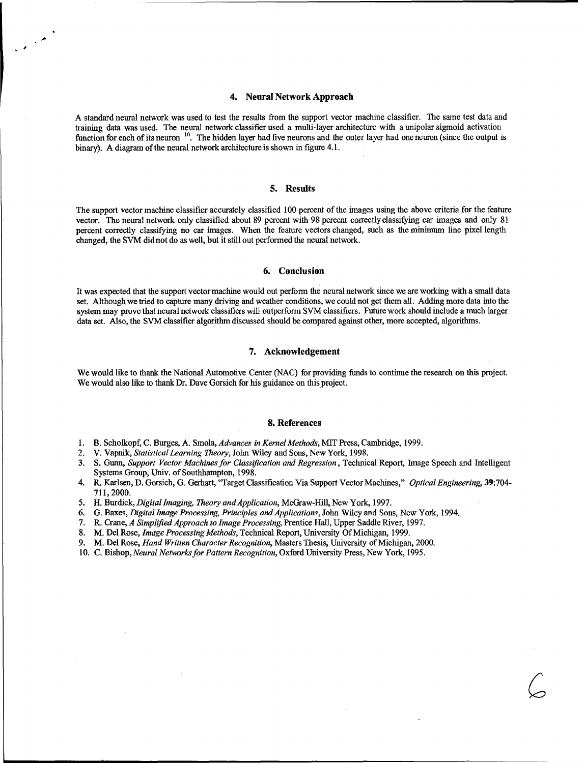## 4. Neural Network Approach

A standard neural network was used to test the results from the support vector machine classifier. The same test data and training data was used. The neural network classifier used a multi-layer architecture with a unipolar sigmoid activation function for each of its neuron [10]. The hidden layer had five neurons and the outer layer had one neuron (since the output is binary). A diagram of the neural network architecture is shown in figure 4.1.

## 5. Results

The support vector machine classifier accurately classified 100 percent of the images using the above criteria for the feature vector. The neural network only classified about 89 percent with 98 percent correctly classifying car images and only 81 percent correctly classifying no car images. When the feature vectors changed, such as the minimum line pixel length changed, the SVM did not do as well, but it still out performed the neural network.

## 6. Conclusion

It was expected that the support vector machine would out perform the neural network since we are working with a small data set. Although we tried to capture many driving and weather conditions, we could not get them all. Adding more data into the system may prove that neural network classifiers will outperform SVM classifiers. Future work should include a much larger data set. Also, the SVM classifier algorithm discussed should be compared against other, more accepted, algorithms.

## 7. Acknowledgement

We would like to thank the National Automotive Center (NAC) for providing funds to continue the research on this project. We would also like to thank Dr. Dave Gorsich for his guidance on this project.

## 8. References

1. B. Scholkopf, C. Burges, A. Smola, *Advances in Kernel Methods*, MIT Press, Cambridge, 1999.
2. V. Vapnik, *Statistical Learning Theory*, John Wiley and Sons, New York, 1998.
3. S. Gunn, *Support Vector Machines for Classification and Regression*, Technical Report, Image Speech and Intelligent Systems Group, Univ. of Southhampton, 1998.
4. R. Karlsen, D. Gorsich, G. Gerhart, "Target Classification Via Support Vector Machines," *Optical Engineering*, **39**:704-711, 2000.
5. H. Burdick, *Digital Imaging, Theory and Application*, McGraw-Hill, New York, 1997.
6. G. Baxes, *Digital Image Processing, Principles and Applications*, John Wiley and Sons, New York, 1994.
7. R. Crane, *A Simplified Approach to Image Processing*, Prentice Hall, Upper Saddle River, 1997.
8. M. Del Rose, *Image Processing Methods*, Technical Report, University Of Michigan, 1999.
9. M. Del Rose, *Hand Written Character Recognition*, Masters Thesis, University of Michigan, 2000.
10. C. Bishop, *Neural Networks for Pattern Recognition*, Oxford University Press, New York, 1995.